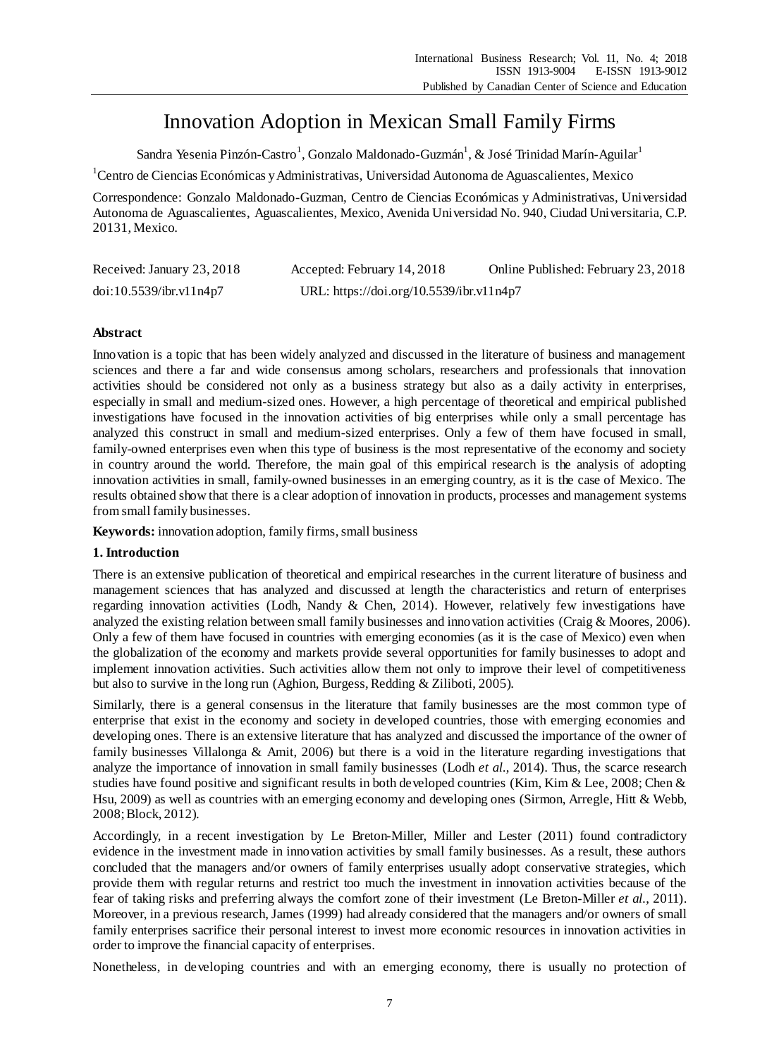# Innovation Adoption in Mexican Small Family Firms

Sandra Yesenia Pinzón-Castro[1], Gonzalo Maldonado-Guzmán[1], & José Trinidad Marín-Aguilar[1]

[1]Centro de Ciencias Económicas y Administrativas, Universidad Autonoma de Aguascalientes, Mexico

Correspondence: Gonzalo Maldonado-Guzman, Centro de Ciencias Económicas y Administrativas, Universidad Autonoma de Aguascalientes, Aguascalientes, Mexico, Avenida Universidad No. 940, Ciudad Universitaria, C.P. 20131, Mexico.

Received: January 23, 2018    Accepted: February 14, 2018    Online Published: February 23, 2018

doi:10.5539/ibr.v11n4p7    URL: https://doi.org/10.5539/ibr.v11n4p7

**Abstract**

Innovation is a topic that has been widely analyzed and discussed in the literature of business and management sciences and there a far and wide consensus among scholars, researchers and professionals that innovation activities should be considered not only as a business strategy but also as a daily activity in enterprises, especially in small and medium-sized ones. However, a high percentage of theoretical and empirical published investigations have focused in the innovation activities of big enterprises while only a small percentage has analyzed this construct in small and medium-sized enterprises. Only a few of them have focused in small, family-owned enterprises even when this type of business is the most representative of the economy and society in country around the world. Therefore, the main goal of this empirical research is the analysis of adopting innovation activities in small, family-owned businesses in an emerging country, as it is the case of Mexico. The results obtained show that there is a clear adoption of innovation in products, processes and management systems from small family businesses.

**Keywords:** innovation adoption, family firms, small business

## 1. Introduction

There is an extensive publication of theoretical and empirical researches in the current literature of business and management sciences that has analyzed and discussed at length the characteristics and return of enterprises regarding innovation activities (Lodh, Nandy & Chen, 2014). However, relatively few investigations have analyzed the existing relation between small family businesses and innovation activities (Craig & Moores, 2006). Only a few of them have focused in countries with emerging economies (as it is the case of Mexico) even when the globalization of the economy and markets provide several opportunities for family businesses to adopt and implement innovation activities. Such activities allow them not only to improve their level of competitiveness but also to survive in the long run (Aghion, Burgess, Redding & Ziliboti, 2005).

Similarly, there is a general consensus in the literature that family businesses are the most common type of enterprise that exist in the economy and society in developed countries, those with emerging economies and developing ones. There is an extensive literature that has analyzed and discussed the importance of the owner of family businesses Villalonga & Amit, 2006) but there is a void in the literature regarding investigations that analyze the importance of innovation in small family businesses (Lodh *et al.*, 2014). Thus, the scarce research studies have found positive and significant results in both developed countries (Kim, Kim & Lee, 2008; Chen & Hsu, 2009) as well as countries with an emerging economy and developing ones (Sirmon, Arregle, Hitt & Webb, 2008; Block, 2012).

Accordingly, in a recent investigation by Le Breton-Miller, Miller and Lester (2011) found contradictory evidence in the investment made in innovation activities by small family businesses. As a result, these authors concluded that the managers and/or owners of family enterprises usually adopt conservative strategies, which provide them with regular returns and restrict too much the investment in innovation activities because of the fear of taking risks and preferring always the comfort zone of their investment (Le Breton-Miller *et al.*, 2011). Moreover, in a previous research, James (1999) had already considered that the managers and/or owners of small family enterprises sacrifice their personal interest to invest more economic resources in innovation activities in order to improve the financial capacity of enterprises.

Nonetheless, in developing countries and with an emerging economy, there is usually no protection of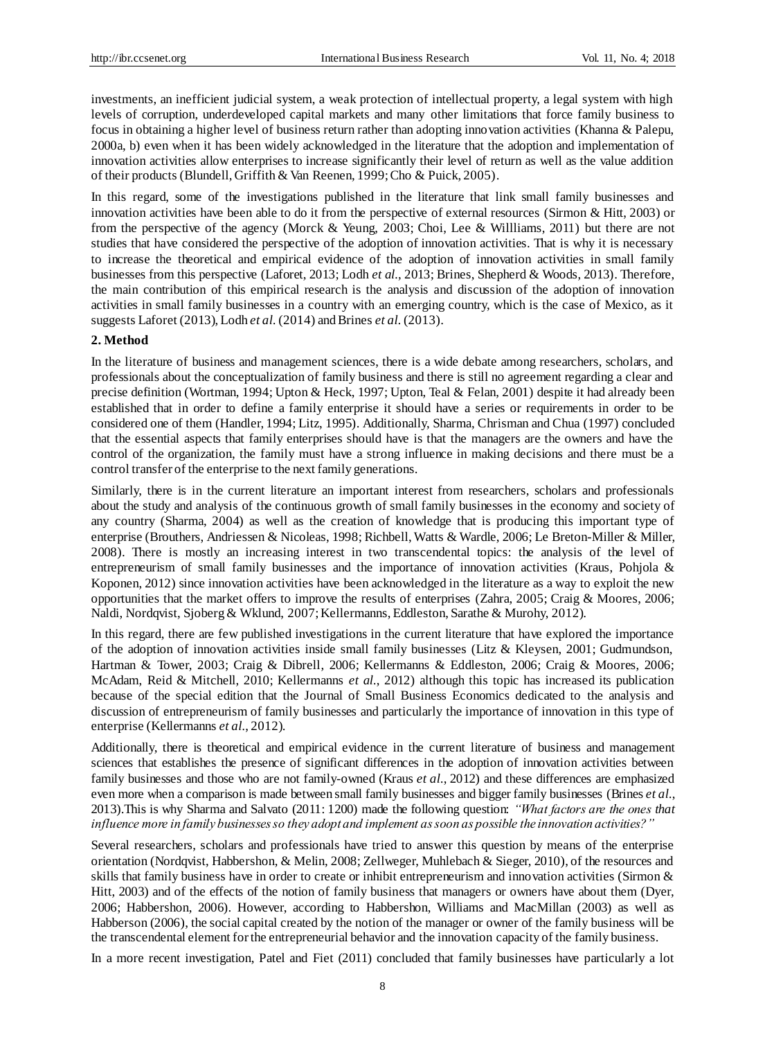investments, an inefficient judicial system, a weak protection of intellectual property, a legal system with high levels of corruption, underdeveloped capital markets and many other limitations that force family business to focus in obtaining a higher level of business return rather than adopting innovation activities (Khanna & Palepu, 2000a, b) even when it has been widely acknowledged in the literature that the adoption and implementation of innovation activities allow enterprises to increase significantly their level of return as well as the value addition of their products (Blundell, Griffith & Van Reenen, 1999; Cho & Puick, 2005).

In this regard, some of the investigations published in the literature that link small family businesses and innovation activities have been able to do it from the perspective of external resources (Sirmon & Hitt, 2003) or from the perspective of the agency (Morck & Yeung, 2003; Choi, Lee & Willliams, 2011) but there are not studies that have considered the perspective of the adoption of innovation activities. That is why it is necessary to increase the theoretical and empirical evidence of the adoption of innovation activities in small family businesses from this perspective (Laforet, 2013; Lodh *et al.*, 2013; Brines, Shepherd & Woods, 2013). Therefore, the main contribution of this empirical research is the analysis and discussion of the adoption of innovation activities in small family businesses in a country with an emerging country, which is the case of Mexico, as it suggests Laforet (2013), Lodh *et al.* (2014) and Brines *et al.* (2013).

## 2. Method

In the literature of business and management sciences, there is a wide debate among researchers, scholars, and professionals about the conceptualization of family business and there is still no agreement regarding a clear and precise definition (Wortman, 1994; Upton & Heck, 1997; Upton, Teal & Felan, 2001) despite it had already been established that in order to define a family enterprise it should have a series or requirements in order to be considered one of them (Handler, 1994; Litz, 1995). Additionally, Sharma, Chrisman and Chua (1997) concluded that the essential aspects that family enterprises should have is that the managers are the owners and have the control of the organization, the family must have a strong influence in making decisions and there must be a control transfer of the enterprise to the next family generations.

Similarly, there is in the current literature an important interest from researchers, scholars and professionals about the study and analysis of the continuous growth of small family businesses in the economy and society of any country (Sharma, 2004) as well as the creation of knowledge that is producing this important type of enterprise (Brouthers, Andriessen & Nicoleas, 1998; Richbell, Watts & Wardle, 2006; Le Breton-Miller & Miller, 2008). There is mostly an increasing interest in two transcendental topics: the analysis of the level of entrepreneurism of small family businesses and the importance of innovation activities (Kraus, Pohjola & Koponen, 2012) since innovation activities have been acknowledged in the literature as a way to exploit the new opportunities that the market offers to improve the results of enterprises (Zahra, 2005; Craig & Moores, 2006; Naldi, Nordqvist, Sjoberg & Wklund, 2007; Kellermanns, Eddleston, Sarathe & Murohy, 2012).

In this regard, there are few published investigations in the current literature that have explored the importance of the adoption of innovation activities inside small family businesses (Litz & Kleysen, 2001; Gudmundson, Hartman & Tower, 2003; Craig & Dibrell, 2006; Kellermanns & Eddleston, 2006; Craig & Moores, 2006; McAdam, Reid & Mitchell, 2010; Kellermanns *et al.*, 2012) although this topic has increased its publication because of the special edition that the Journal of Small Business Economics dedicated to the analysis and discussion of entrepreneurism of family businesses and particularly the importance of innovation in this type of enterprise (Kellermanns *et al.*, 2012).

Additionally, there is theoretical and empirical evidence in the current literature of business and management sciences that establishes the presence of significant differences in the adoption of innovation activities between family businesses and those who are not family-owned (Kraus *et al.*, 2012) and these differences are emphasized even more when a comparison is made between small family businesses and bigger family businesses (Brines *et al.*, 2013).This is why Sharma and Salvato (2011: 1200) made the following question: *"What factors are the ones that influence more in family businesses so they adopt and implement as soon as possible the innovation activities?"*

Several researchers, scholars and professionals have tried to answer this question by means of the enterprise orientation (Nordqvist, Habbershon, & Melin, 2008; Zellweger, Muhlebach & Sieger, 2010), of the resources and skills that family business have in order to create or inhibit entrepreneurism and innovation activities (Sirmon & Hitt, 2003) and of the effects of the notion of family business that managers or owners have about them (Dyer, 2006; Habbershon, 2006). However, according to Habbershon, Williams and MacMillan (2003) as well as Habberson (2006), the social capital created by the notion of the manager or owner of the family business will be the transcendental element for the entrepreneurial behavior and the innovation capacity of the family business.

In a more recent investigation, Patel and Fiet (2011) concluded that family businesses have particularly a lot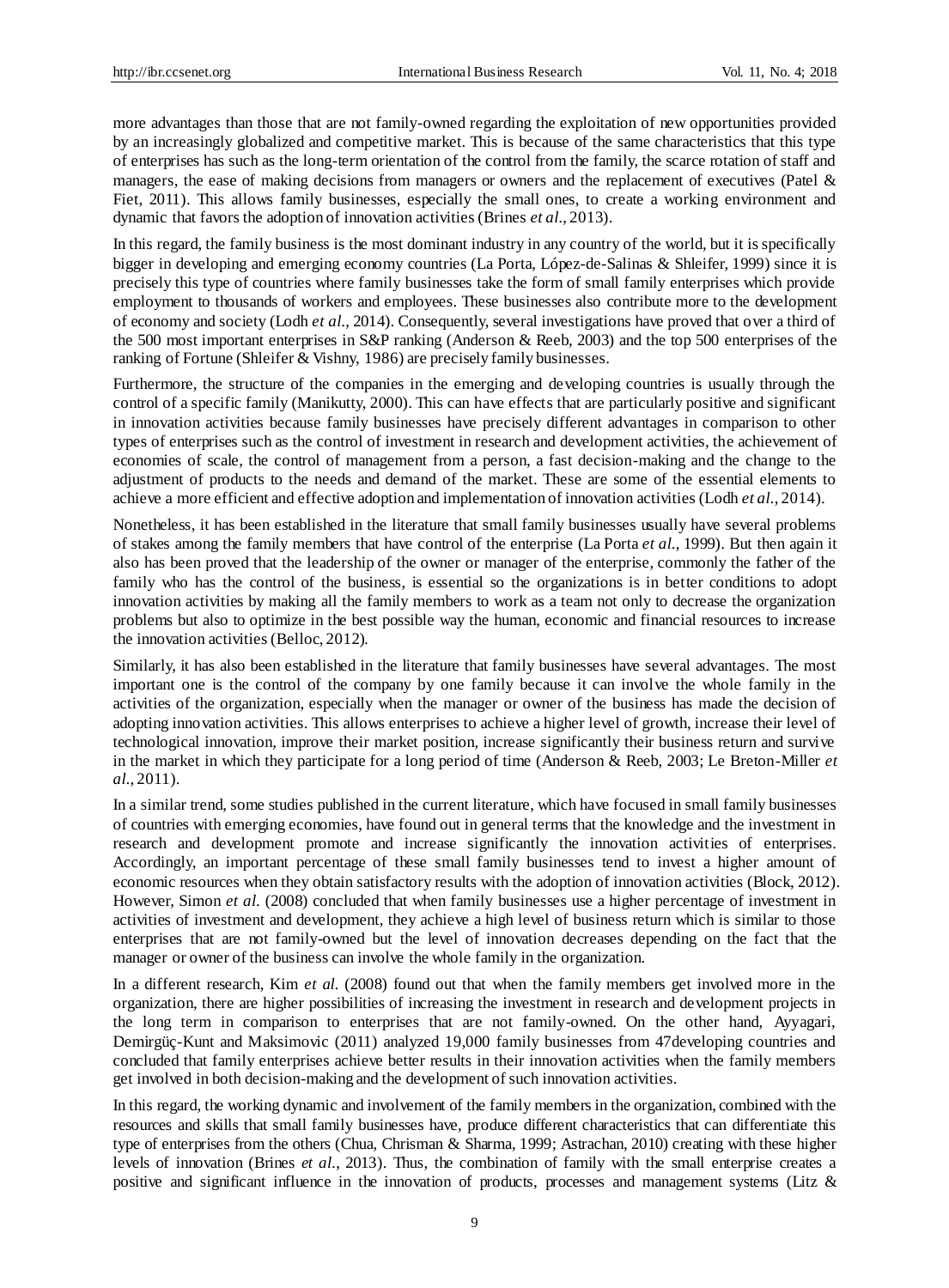more advantages than those that are not family-owned regarding the exploitation of new opportunities provided by an increasingly globalized and competitive market. This is because of the same characteristics that this type of enterprises has such as the long-term orientation of the control from the family, the scarce rotation of staff and managers, the ease of making decisions from managers or owners and the replacement of executives (Patel & Fiet, 2011). This allows family businesses, especially the small ones, to create a working environment and dynamic that favors the adoption of innovation activities (Brines *et al.*, 2013).

In this regard, the family business is the most dominant industry in any country of the world, but it is specifically bigger in developing and emerging economy countries (La Porta, López-de-Salinas & Shleifer, 1999) since it is precisely this type of countries where family businesses take the form of small family enterprises which provide employment to thousands of workers and employees. These businesses also contribute more to the development of economy and society (Lodh *et al.*, 2014). Consequently, several investigations have proved that over a third of the 500 most important enterprises in S&P ranking (Anderson & Reeb, 2003) and the top 500 enterprises of the ranking of Fortune (Shleifer & Vishny, 1986) are precisely family businesses.

Furthermore, the structure of the companies in the emerging and developing countries is usually through the control of a specific family (Manikutty, 2000). This can have effects that are particularly positive and significant in innovation activities because family businesses have precisely different advantages in comparison to other types of enterprises such as the control of investment in research and development activities, the achievement of economies of scale, the control of management from a person, a fast decision-making and the change to the adjustment of products to the needs and demand of the market. These are some of the essential elements to achieve a more efficient and effective adoption and implementation of innovation activities (Lodh *et al.*, 2014).

Nonetheless, it has been established in the literature that small family businesses usually have several problems of stakes among the family members that have control of the enterprise (La Porta *et al.*, 1999). But then again it also has been proved that the leadership of the owner or manager of the enterprise, commonly the father of the family who has the control of the business, is essential so the organizations is in better conditions to adopt innovation activities by making all the family members to work as a team not only to decrease the organization problems but also to optimize in the best possible way the human, economic and financial resources to increase the innovation activities (Belloc, 2012).

Similarly, it has also been established in the literature that family businesses have several advantages. The most important one is the control of the company by one family because it can involve the whole family in the activities of the organization, especially when the manager or owner of the business has made the decision of adopting innovation activities. This allows enterprises to achieve a higher level of growth, increase their level of technological innovation, improve their market position, increase significantly their business return and survive in the market in which they participate for a long period of time (Anderson & Reeb, 2003; Le Breton-Miller *et al.*, 2011).

In a similar trend, some studies published in the current literature, which have focused in small family businesses of countries with emerging economies, have found out in general terms that the knowledge and the investment in research and development promote and increase significantly the innovation activities of enterprises. Accordingly, an important percentage of these small family businesses tend to invest a higher amount of economic resources when they obtain satisfactory results with the adoption of innovation activities (Block, 2012). However, Simon *et al.* (2008) concluded that when family businesses use a higher percentage of investment in activities of investment and development, they achieve a high level of business return which is similar to those enterprises that are not family-owned but the level of innovation decreases depending on the fact that the manager or owner of the business can involve the whole family in the organization.

In a different research, Kim *et al.* (2008) found out that when the family members get involved more in the organization, there are higher possibilities of increasing the investment in research and development projects in the long term in comparison to enterprises that are not family-owned. On the other hand, Ayyagari, Demirgüç-Kunt and Maksimovic (2011) analyzed 19,000 family businesses from 47developing countries and concluded that family enterprises achieve better results in their innovation activities when the family members get involved in both decision-making and the development of such innovation activities.

In this regard, the working dynamic and involvement of the family members in the organization, combined with the resources and skills that small family businesses have, produce different characteristics that can differentiate this type of enterprises from the others (Chua, Chrisman & Sharma, 1999; Astrachan, 2010) creating with these higher levels of innovation (Brines *et al.*, 2013). Thus, the combination of family with the small enterprise creates a positive and significant influence in the innovation of products, processes and management systems (Litz &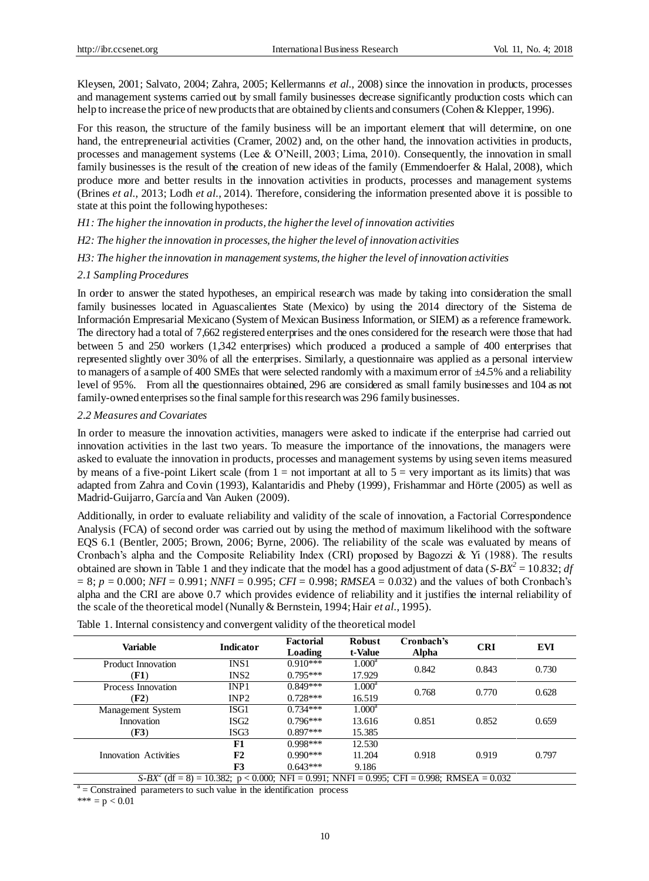Kleysen, 2001; Salvato, 2004; Zahra, 2005; Kellermanns *et al.*, 2008) since the innovation in products, processes and management systems carried out by small family businesses decrease significantly production costs which can help to increase the price of new products that are obtained by clients and consumers (Cohen & Klepper, 1996).

For this reason, the structure of the family business will be an important element that will determine, on one hand, the entrepreneurial activities (Cramer, 2002) and, on the other hand, the innovation activities in products, processes and management systems (Lee & O'Neill, 2003; Lima, 2010). Consequently, the innovation in small family businesses is the result of the creation of new ideas of the family (Emmendoerfer & Halal, 2008), which produce more and better results in the innovation activities in products, processes and management systems (Brines *et al.*, 2013; Lodh *et al.*, 2014). Therefore, considering the information presented above it is possible to state at this point the following hypotheses:

*H1: The higher the innovation in products, the higher the level of innovation activities*

*H2: The higher the innovation in processes, the higher the level of innovation activities*

*H3: The higher the innovation in management systems, the higher the level of innovation activities*

### *2.1 Sampling Procedures*

In order to answer the stated hypotheses, an empirical research was made by taking into consideration the small family businesses located in Aguascalientes State (Mexico) by using the 2014 directory of the Sistema de Información Empresarial Mexicano (System of Mexican Business Information, or SIEM) as a reference framework. The directory had a total of 7,662 registered enterprises and the ones considered for the research were those that had between 5 and 250 workers (1,342 enterprises) which produced a produced a sample of 400 enterprises that represented slightly over 30% of all the enterprises. Similarly, a questionnaire was applied as a personal interview to managers of a sample of 400 SMEs that were selected randomly with a maximum error of ±4.5% and a reliability level of 95%. From all the questionnaires obtained, 296 are considered as small family businesses and 104 as not family-owned enterprises so the final sample for this research was 296 family businesses.

### *2.2 Measures and Covariates*

In order to measure the innovation activities, managers were asked to indicate if the enterprise had carried out innovation activities in the last two years. To measure the importance of the innovations, the managers were asked to evaluate the innovation in products, processes and management systems by using seven items measured by means of a five-point Likert scale (from 1 = not important at all to 5 = very important as its limits) that was adapted from Zahra and Covin (1993), Kalantaridis and Pheby (1999), Frishammar and Hörte (2005) as well as Madrid-Guijarro, García and Van Auken (2009).

Additionally, in order to evaluate reliability and validity of the scale of innovation, a Factorial Correspondence Analysis (FCA) of second order was carried out by using the method of maximum likelihood with the software EQS 6.1 (Bentler, 2005; Brown, 2006; Byrne, 2006). The reliability of the scale was evaluated by means of Cronbach's alpha and the Composite Reliability Index (CRI) proposed by Bagozzi & Yi (1988). The results obtained are shown in Table 1 and they indicate that the model has a good adjustment of data ($S\text{-}BX^2 = 10.832$; $df = 8$; $p = 0.000$; $NFI = 0.991$; $NNFI = 0.995$; $CFI = 0.998$; $RMSEA = 0.032$) and the values of both Cronbach's alpha and the CRI are above 0.7 which provides evidence of reliability and it justifies the internal reliability of the scale of the theoretical model (Nunally & Bernstein, 1994; Hair *et al.*, 1995).

Table 1. Internal consistency and convergent validity of the theoretical model

| Variable | Indicator | Factorial Loading | Robust t-Value | Cronbach's Alpha | CRI | EVI |
|---|---|---|---|---|---|---|
| Product Innovation (**F1**) | INS1 | 0.910*** | 1.000[a] | 0.842 | 0.843 | 0.730 |
| | INS2 | 0.795*** | 17.929 | | | |
| Process Innovation (**F2**) | INP1 | 0.849*** | 1.000[a] | 0.768 | 0.770 | 0.628 |
| | INP2 | 0.728*** | 16.519 | | | |
| Management System Innovation (**F3**) | ISG1 | 0.734*** | 1.000[a] | 0.851 | 0.852 | 0.659 |
| | ISG2 | 0.796*** | 13.616 | | | |
| | ISG3 | 0.897*** | 15.385 | | | |
| Innovation Activities | **F1** | 0.998*** | 12.530 | 0.918 | 0.919 | 0.797 |
| | **F2** | 0.990*** | 11.204 | | | |
| | **F3** | 0.643*** | 9.186 | | | |

$S\text{-}BX^2$ (df = 8) = 10.382; p < 0.000; NFI = 0.991; NNFI = 0.995; CFI = 0.998; RMSEA = 0.032

[a] = Constrained parameters to such value in the identification process

*** = p < 0.01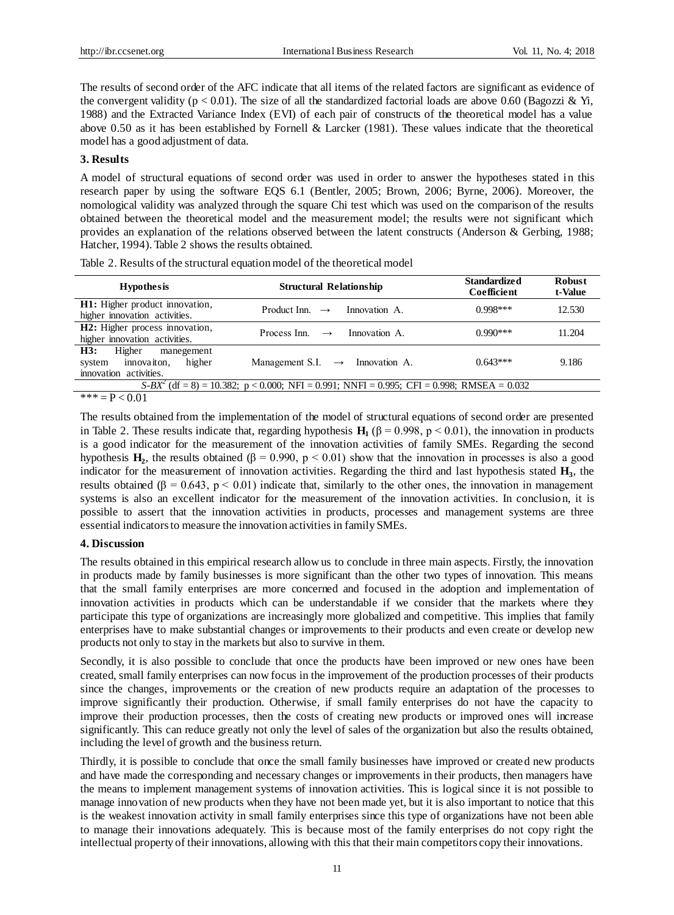The results of second order of the AFC indicate that all items of the related factors are significant as evidence of the convergent validity ($p < 0.01$). The size of all the standardized factorial loads are above 0.60 (Bagozzi & Yi, 1988) and the Extracted Variance Index (EVI) of each pair of constructs of the theoretical model has a value above 0.50 as it has been established by Fornell & Larcker (1981). These values indicate that the theoretical model has a good adjustment of data.

## 3. Results

A model of structural equations of second order was used in order to answer the hypotheses stated in this research paper by using the software EQS 6.1 (Bentler, 2005; Brown, 2006; Byrne, 2006). Moreover, the nomological validity was analyzed through the square Chi test which was used on the comparison of the results obtained between the theoretical model and the measurement model; the results were not significant which provides an explanation of the relations observed between the latent constructs (Anderson & Gerbing, 1988; Hatcher, 1994). Table 2 shows the results obtained.

Table 2. Results of the structural equation model of the theoretical model

| Hypothesis | Structural Relationship | Standardized Coefficient | Robust t-Value |
|---|---|---|---|
| **H1:** Higher product innovation, higher innovation activities. | Product Inn. → Innovation A. | 0.998*** | 12.530 |
| **H2:** Higher process innovation, higher innovation activities. | Process Inn. → Innovation A. | 0.990*** | 11.204 |
| **H3:** Higher manegement system innovaiton, higher innovation activities. | Management S.I. → Innovation A. | 0.643*** | 9.186 |
| *S-BX*$^2$ (df = 8) = 10.382; $p < 0.000$; NFI = 0.991; NNFI = 0.995; CFI = 0.998; RMSEA = 0.032 | | | |

*** = $P < 0.01$

The results obtained from the implementation of the model of structural equations of second order are presented in Table 2. These results indicate that, regarding hypothesis $\mathbf{H_1}$ ($\beta = 0.998$, $p < 0.01$), the innovation in products is a good indicator for the measurement of the innovation activities of family SMEs. Regarding the second hypothesis $\mathbf{H_2}$, the results obtained ($\beta = 0.990$, $p < 0.01$) show that the innovation in processes is also a good indicator for the measurement of innovation activities. Regarding the third and last hypothesis stated $\mathbf{H_3}$, the results obtained ($\beta = 0.643$, $p < 0.01$) indicate that, similarly to the other ones, the innovation in management systems is also an excellent indicator for the measurement of the innovation activities. In conclusion, it is possible to assert that the innovation activities in products, processes and management systems are three essential indicators to measure the innovation activities in family SMEs.

## 4. Discussion

The results obtained in this empirical research allow us to conclude in three main aspects. Firstly, the innovation in products made by family businesses is more significant than the other two types of innovation. This means that the small family enterprises are more concerned and focused in the adoption and implementation of innovation activities in products which can be understandable if we consider that the markets where they participate this type of organizations are increasingly more globalized and competitive. This implies that family enterprises have to make substantial changes or improvements to their products and even create or develop new products not only to stay in the markets but also to survive in them.

Secondly, it is also possible to conclude that once the products have been improved or new ones have been created, small family enterprises can now focus in the improvement of the production processes of their products since the changes, improvements or the creation of new products require an adaptation of the processes to improve significantly their production. Otherwise, if small family enterprises do not have the capacity to improve their production processes, then the costs of creating new products or improved ones will increase significantly. This can reduce greatly not only the level of sales of the organization but also the results obtained, including the level of growth and the business return.

Thirdly, it is possible to conclude that once the small family businesses have improved or created new products and have made the corresponding and necessary changes or improvements in their products, then managers have the means to implement management systems of innovation activities. This is logical since it is not possible to manage innovation of new products when they have not been made yet, but it is also important to notice that this is the weakest innovation activity in small family enterprises since this type of organizations have not been able to manage their innovations adequately. This is because most of the family enterprises do not copy right the intellectual property of their innovations, allowing with this that their main competitors copy their innovations.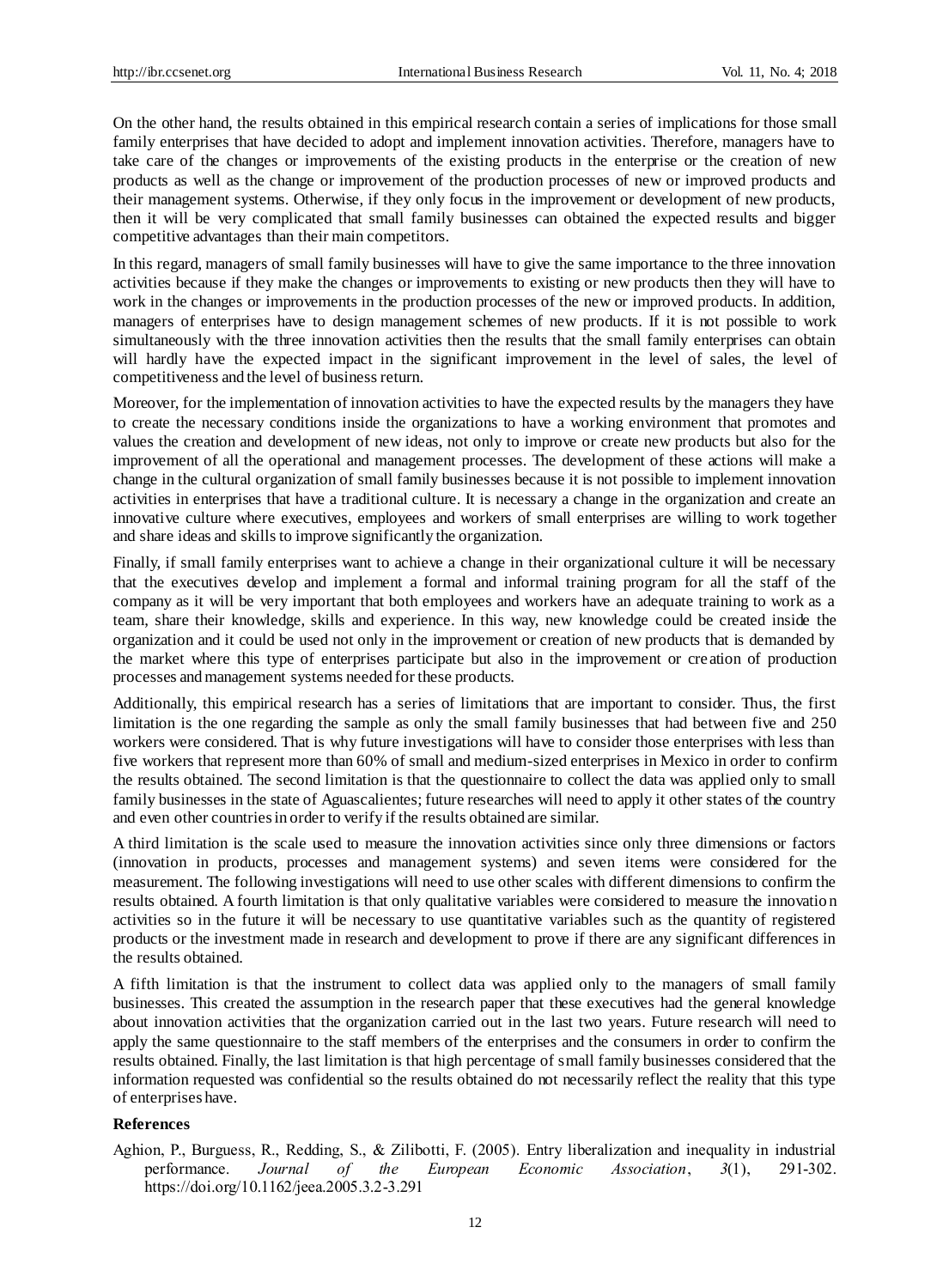On the other hand, the results obtained in this empirical research contain a series of implications for those small family enterprises that have decided to adopt and implement innovation activities. Therefore, managers have to take care of the changes or improvements of the existing products in the enterprise or the creation of new products as well as the change or improvement of the production processes of new or improved products and their management systems. Otherwise, if they only focus in the improvement or development of new products, then it will be very complicated that small family businesses can obtained the expected results and bigger competitive advantages than their main competitors.

In this regard, managers of small family businesses will have to give the same importance to the three innovation activities because if they make the changes or improvements to existing or new products then they will have to work in the changes or improvements in the production processes of the new or improved products. In addition, managers of enterprises have to design management schemes of new products. If it is not possible to work simultaneously with the three innovation activities then the results that the small family enterprises can obtain will hardly have the expected impact in the significant improvement in the level of sales, the level of competitiveness and the level of business return.

Moreover, for the implementation of innovation activities to have the expected results by the managers they have to create the necessary conditions inside the organizations to have a working environment that promotes and values the creation and development of new ideas, not only to improve or create new products but also for the improvement of all the operational and management processes. The development of these actions will make a change in the cultural organization of small family businesses because it is not possible to implement innovation activities in enterprises that have a traditional culture. It is necessary a change in the organization and create an innovative culture where executives, employees and workers of small enterprises are willing to work together and share ideas and skills to improve significantly the organization.

Finally, if small family enterprises want to achieve a change in their organizational culture it will be necessary that the executives develop and implement a formal and informal training program for all the staff of the company as it will be very important that both employees and workers have an adequate training to work as a team, share their knowledge, skills and experience. In this way, new knowledge could be created inside the organization and it could be used not only in the improvement or creation of new products that is demanded by the market where this type of enterprises participate but also in the improvement or creation of production processes and management systems needed for these products.

Additionally, this empirical research has a series of limitations that are important to consider. Thus, the first limitation is the one regarding the sample as only the small family businesses that had between five and 250 workers were considered. That is why future investigations will have to consider those enterprises with less than five workers that represent more than 60% of small and medium-sized enterprises in Mexico in order to confirm the results obtained. The second limitation is that the questionnaire to collect the data was applied only to small family businesses in the state of Aguascalientes; future researches will need to apply it other states of the country and even other countries in order to verify if the results obtained are similar.

A third limitation is the scale used to measure the innovation activities since only three dimensions or factors (innovation in products, processes and management systems) and seven items were considered for the measurement. The following investigations will need to use other scales with different dimensions to confirm the results obtained. A fourth limitation is that only qualitative variables were considered to measure the innovation activities so in the future it will be necessary to use quantitative variables such as the quantity of registered products or the investment made in research and development to prove if there are any significant differences in the results obtained.

A fifth limitation is that the instrument to collect data was applied only to the managers of small family businesses. This created the assumption in the research paper that these executives had the general knowledge about innovation activities that the organization carried out in the last two years. Future research will need to apply the same questionnaire to the staff members of the enterprises and the consumers in order to confirm the results obtained. Finally, the last limitation is that high percentage of small family businesses considered that the information requested was confidential so the results obtained do not necessarily reflect the reality that this type of enterprises have.

## References

Aghion, P., Burguess, R., Redding, S., & Zilibotti, F. (2005). Entry liberalization and inequality in industrial performance. *Journal of the European Economic Association*, *3*(1), 291-302. https://doi.org/10.1162/jeea.2005.3.2-3.291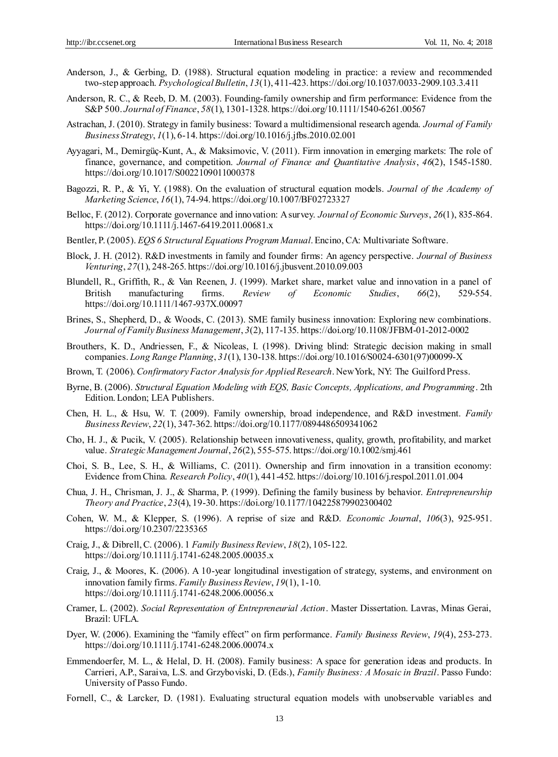Anderson, J., & Gerbing, D. (1988). Structural equation modeling in practice: a review and recommended two-step approach. *Psychological Bulletin*, *13*(1), 411-423. https://doi.org/10.1037/0033-2909.103.3.411

Anderson, R. C., & Reeb, D. M. (2003). Founding-family ownership and firm performance: Evidence from the S&P 500. *Journal of Finance*, *58*(1), 1301-1328. https://doi.org/10.1111/1540-6261.00567

Astrachan, J. (2010). Strategy in family business: Toward a multidimensional research agenda. *Journal of Family Business Strategy*, *1*(1), 6-14. https://doi.org/10.1016/j.jfbs.2010.02.001

Ayyagari, M., Demirgüç-Kunt, A., & Maksimovic, V. (2011). Firm innovation in emerging markets: The role of finance, governance, and competition. *Journal of Finance and Quantitative Analysis*, *46*(2), 1545-1580. https://doi.org/10.1017/S0022109011000378

Bagozzi, R. P., & Yi, Y. (1988). On the evaluation of structural equation models. *Journal of the Academy of Marketing Science*, *16*(1), 74-94. https://doi.org/10.1007/BF02723327

Belloc, F. (2012). Corporate governance and innovation: A survey. *Journal of Economic Surveys*, *26*(1), 835-864. https://doi.org/10.1111/j.1467-6419.2011.00681.x

Bentler, P. (2005). *EQS 6 Structural Equations Program Manual*. Encino, CA: Multivariate Software.

Block, J. H. (2012). R&D investments in family and founder firms: An agency perspective. *Journal of Business Venturing*, *27*(1), 248-265. https://doi.org/10.1016/j.jbusvent.2010.09.003

Blundell, R., Griffith, R., & Van Reenen, J. (1999). Market share, market value and innovation in a panel of British manufacturing firms. *Review of Economic Studies*, *66*(2), 529-554. https://doi.org/10.1111/1467-937X.00097

Brines, S., Shepherd, D., & Woods, C. (2013). SME family business innovation: Exploring new combinations. *Journal of Family Business Management*, *3*(2), 117-135. https://doi.org/10.1108/JFBM-01-2012-0002

Brouthers, K. D., Andriessen, F., & Nicoleas, I. (1998). Driving blind: Strategic decision making in small companies. *Long Range Planning*, *31*(1), 130-138. https://doi.org/10.1016/S0024-6301(97)00099-X

Brown, T. (2006). *Confirmatory Factor Analysis for Applied Research*. New York, NY: The Guilford Press.

Byrne, B. (2006). *Structural Equation Modeling with EQS, Basic Concepts, Applications, and Programming*. 2th Edition. London; LEA Publishers.

Chen, H. L., & Hsu, W. T. (2009). Family ownership, broad independence, and R&D investment. *Family Business Review*, *22*(1), 347-362. https://doi.org/10.1177/0894486509341062

Cho, H. J., & Pucik, V. (2005). Relationship between innovativeness, quality, growth, profitability, and market value. *Strategic Management Journal*, *26*(2), 555-575. https://doi.org/10.1002/smj.461

Choi, S. B., Lee, S. H., & Williams, C. (2011). Ownership and firm innovation in a transition economy: Evidence from China. *Research Policy*, *40*(1), 441-452. https://doi.org/10.1016/j.respol.2011.01.004

Chua, J. H., Chrisman, J. J., & Sharma, P. (1999). Defining the family business by behavior. *Entrepreneurship Theory and Practice*, *23*(4), 19-30. https://doi.org/10.1177/104225879902300402

Cohen, W. M., & Klepper, S. (1996). A reprise of size and R&D. *Economic Journal*, *106*(3), 925-951. https://doi.org/10.2307/2235365

Craig, J., & Dibrell, C. (2006). 1 *Family Business Review*, *18*(2), 105-122. https://doi.org/10.1111/j.1741-6248.2005.00035.x

Craig, J., & Moores, K. (2006). A 10-year longitudinal investigation of strategy, systems, and environment on innovation family firms. *Family Business Review*, *19*(1), 1-10. https://doi.org/10.1111/j.1741-6248.2006.00056.x

Cramer, L. (2002). *Social Representation of Entrepreneurial Action*. Master Dissertation. Lavras, Minas Gerai, Brazil: UFLA.

Dyer, W. (2006). Examining the "family effect" on firm performance. *Family Business Review*, *19*(4), 253-273. https://doi.org/10.1111/j.1741-6248.2006.00074.x

Emmendoerfer, M. L., & Helal, D. H. (2008). Family business: A space for generation ideas and products. In Carrieri, A.P., Saraiva, L.S. and Grzyboviski, D. (Eds.), *Family Business: A Mosaic in Brazil*. Passo Fundo: University of Passo Fundo.

Fornell, C., & Larcker, D. (1981). Evaluating structural equation models with unobservable variables and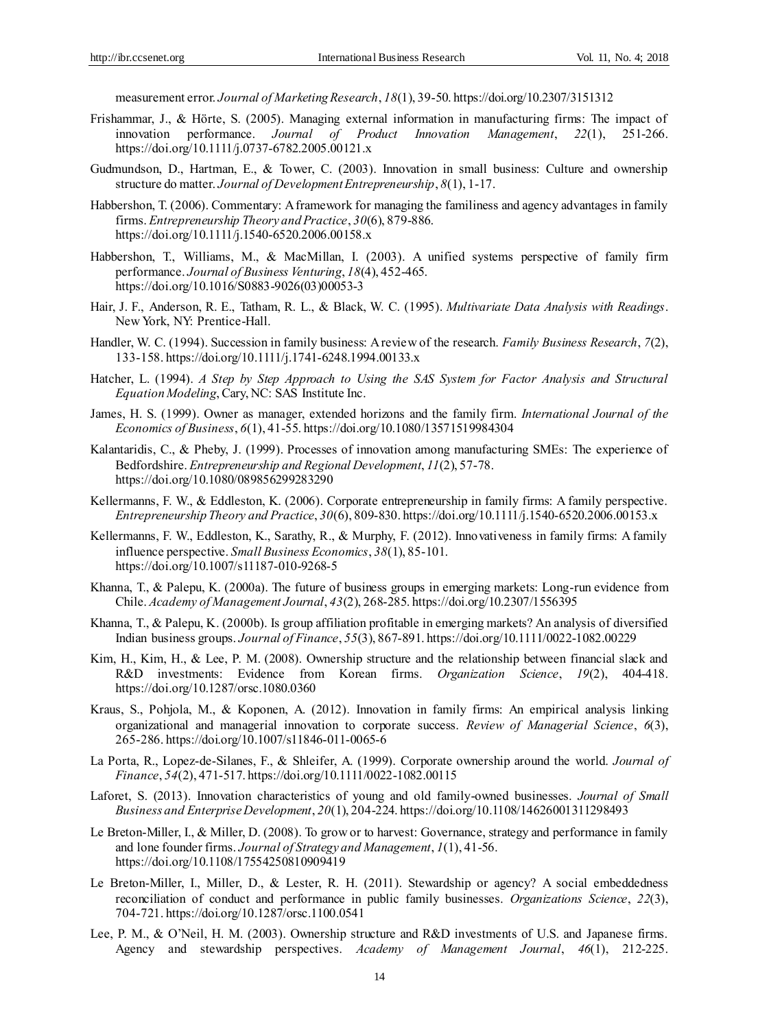measurement error. *Journal of Marketing Research*, *18*(1), 39-50. https://doi.org/10.2307/3151312

Frishammar, J., & Hörte, S. (2005). Managing external information in manufacturing firms: The impact of innovation performance. *Journal of Product Innovation Management*, *22*(1), 251-266. https://doi.org/10.1111/j.0737-6782.2005.00121.x

Gudmundson, D., Hartman, E., & Tower, C. (2003). Innovation in small business: Culture and ownership structure do matter. *Journal of Development Entrepreneurship*, *8*(1), 1-17.

Habbershon, T. (2006). Commentary: A framework for managing the familiness and agency advantages in family firms. *Entrepreneurship Theory and Practice*, *30*(6), 879-886. https://doi.org/10.1111/j.1540-6520.2006.00158.x

Habbershon, T., Williams, M., & MacMillan, I. (2003). A unified systems perspective of family firm performance. *Journal of Business Venturing*, *18*(4), 452-465. https://doi.org/10.1016/S0883-9026(03)00053-3

Hair, J. F., Anderson, R. E., Tatham, R. L., & Black, W. C. (1995). *Multivariate Data Analysis with Readings*. New York, NY: Prentice-Hall.

Handler, W. C. (1994). Succession in family business: A review of the research. *Family Business Research*, *7*(2), 133-158. https://doi.org/10.1111/j.1741-6248.1994.00133.x

Hatcher, L. (1994). *A Step by Step Approach to Using the SAS System for Factor Analysis and Structural Equation Modeling*, Cary, NC: SAS Institute Inc.

James, H. S. (1999). Owner as manager, extended horizons and the family firm. *International Journal of the Economics of Business*, *6*(1), 41-55. https://doi.org/10.1080/13571519984304

Kalantaridis, C., & Pheby, J. (1999). Processes of innovation among manufacturing SMEs: The experience of Bedfordshire. *Entrepreneurship and Regional Development*, *11*(2), 57-78. https://doi.org/10.1080/089856299283290

Kellermanns, F. W., & Eddleston, K. (2006). Corporate entrepreneurship in family firms: A family perspective. *Entrepreneurship Theory and Practice*, *30*(6), 809-830. https://doi.org/10.1111/j.1540-6520.2006.00153.x

Kellermanns, F. W., Eddleston, K., Sarathy, R., & Murphy, F. (2012). Innovativeness in family firms: A family influence perspective. *Small Business Economics*, *38*(1), 85-101. https://doi.org/10.1007/s11187-010-9268-5

Khanna, T., & Palepu, K. (2000a). The future of business groups in emerging markets: Long-run evidence from Chile. *Academy of Management Journal*, *43*(2), 268-285. https://doi.org/10.2307/1556395

Khanna, T., & Palepu, K. (2000b). Is group affiliation profitable in emerging markets? An analysis of diversified Indian business groups. *Journal of Finance*, *55*(3), 867-891. https://doi.org/10.1111/0022-1082.00229

Kim, H., Kim, H., & Lee, P. M. (2008). Ownership structure and the relationship between financial slack and R&D investments: Evidence from Korean firms. *Organization Science*, *19*(2), 404-418. https://doi.org/10.1287/orsc.1080.0360

Kraus, S., Pohjola, M., & Koponen, A. (2012). Innovation in family firms: An empirical analysis linking organizational and managerial innovation to corporate success. *Review of Managerial Science*, *6*(3), 265-286. https://doi.org/10.1007/s11846-011-0065-6

La Porta, R., Lopez-de-Silanes, F., & Shleifer, A. (1999). Corporate ownership around the world. *Journal of Finance*, *54*(2), 471-517. https://doi.org/10.1111/0022-1082.00115

Laforet, S. (2013). Innovation characteristics of young and old family-owned businesses. *Journal of Small Business and Enterprise Development*, *20*(1), 204-224. https://doi.org/10.1108/14626001311298493

Le Breton-Miller, I., & Miller, D. (2008). To grow or to harvest: Governance, strategy and performance in family and lone founder firms. *Journal of Strategy and Management*, *1*(1), 41-56. https://doi.org/10.1108/17554250810909419

Le Breton-Miller, I., Miller, D., & Lester, R. H. (2011). Stewardship or agency? A social embeddedness reconciliation of conduct and performance in public family businesses. *Organizations Science*, *22*(3), 704-721. https://doi.org/10.1287/orsc.1100.0541

Lee, P. M., & O'Neil, H. M. (2003). Ownership structure and R&D investments of U.S. and Japanese firms. Agency and stewardship perspectives. *Academy of Management Journal*, *46*(1), 212-225.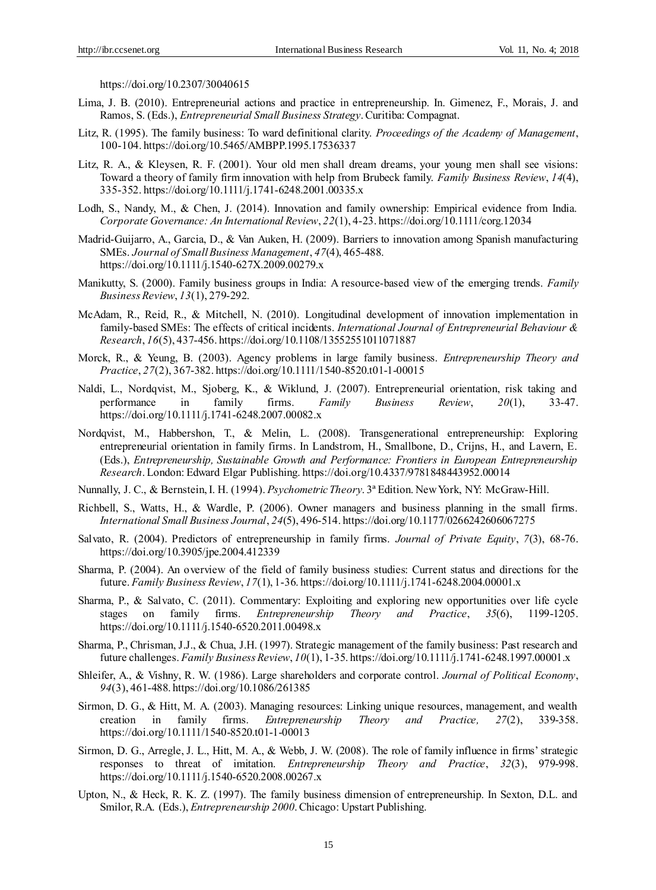https://doi.org/10.2307/30040615

Lima, J. B. (2010). Entrepreneurial actions and practice in entrepreneurship. In. Gimenez, F., Morais, J. and Ramos, S. (Eds.), *Entrepreneurial Small Business Strategy*. Curitiba: Compagnat.

Litz, R. (1995). The family business: To ward definitional clarity. *Proceedings of the Academy of Management*, 100-104. https://doi.org/10.5465/AMBPP.1995.17536337

Litz, R. A., & Kleysen, R. F. (2001). Your old men shall dream dreams, your young men shall see visions: Toward a theory of family firm innovation with help from Brubeck family. *Family Business Review*, *14*(4), 335-352. https://doi.org/10.1111/j.1741-6248.2001.00335.x

Lodh, S., Nandy, M., & Chen, J. (2014). Innovation and family ownership: Empirical evidence from India. *Corporate Governance: An International Review*, *22*(1), 4-23. https://doi.org/10.1111/corg.12034

Madrid-Guijarro, A., Garcia, D., & Van Auken, H. (2009). Barriers to innovation among Spanish manufacturing SMEs. *Journal of Small Business Management*, *47*(4), 465-488. https://doi.org/10.1111/j.1540-627X.2009.00279.x

Manikutty, S. (2000). Family business groups in India: A resource-based view of the emerging trends. *Family Business Review*, *13*(1), 279-292.

McAdam, R., Reid, R., & Mitchell, N. (2010). Longitudinal development of innovation implementation in family-based SMEs: The effects of critical incidents. *International Journal of Entrepreneurial Behaviour & Research*, *16*(5), 437-456. https://doi.org/10.1108/13552551011071887

Morck, R., & Yeung, B. (2003). Agency problems in large family business. *Entrepreneurship Theory and Practice*, *27*(2), 367-382. https://doi.org/10.1111/1540-8520.t01-1-00015

Naldi, L., Nordqvist, M., Sjoberg, K., & Wiklund, J. (2007). Entrepreneurial orientation, risk taking and performance in family firms. *Family Business Review*, *20*(1), 33-47. https://doi.org/10.1111/j.1741-6248.2007.00082.x

Nordqvist, M., Habbershon, T., & Melin, L. (2008). Transgenerational entrepreneurship: Exploring entrepreneurial orientation in family firms. In Landstrom, H., Smallbone, D., Crijns, H., and Lavern, E. (Eds.), *Entrepreneurship, Sustainable Growth and Performance: Frontiers in European Entrepreneurship Research*. London: Edward Elgar Publishing. https://doi.org/10.4337/9781848443952.00014

Nunnally, J. C., & Bernstein, I. H. (1994). *Psychometric Theory*. 3ª Edition. New York, NY: McGraw-Hill.

Richbell, S., Watts, H., & Wardle, P. (2006). Owner managers and business planning in the small firms. *International Small Business Journal*, *24*(5), 496-514. https://doi.org/10.1177/0266242606067275

Salvato, R. (2004). Predictors of entrepreneurship in family firms. *Journal of Private Equity*, *7*(3), 68-76. https://doi.org/10.3905/jpe.2004.412339

Sharma, P. (2004). An overview of the field of family business studies: Current status and directions for the future. *Family Business Review*, *17*(1), 1-36. https://doi.org/10.1111/j.1741-6248.2004.00001.x

Sharma, P., & Salvato, C. (2011). Commentary: Exploiting and exploring new opportunities over life cycle stages on family firms. *Entrepreneurship Theory and Practice*, *35*(6), 1199-1205. https://doi.org/10.1111/j.1540-6520.2011.00498.x

Sharma, P., Chrisman, J.J., & Chua, J.H. (1997). Strategic management of the family business: Past research and future challenges. *Family Business Review*, *10*(1), 1-35. https://doi.org/10.1111/j.1741-6248.1997.00001.x

Shleifer, A., & Vishny, R. W. (1986). Large shareholders and corporate control. *Journal of Political Economy*, *94*(3), 461-488. https://doi.org/10.1086/261385

Sirmon, D. G., & Hitt, M. A. (2003). Managing resources: Linking unique resources, management, and wealth creation in family firms. *Entrepreneurship Theory and Practice, 27*(2), 339-358. https://doi.org/10.1111/1540-8520.t01-1-00013

Sirmon, D. G., Arregle, J. L., Hitt, M. A., & Webb, J. W. (2008). The role of family influence in firms' strategic responses to threat of imitation. *Entrepreneurship Theory and Practice*, *32*(3), 979-998. https://doi.org/10.1111/j.1540-6520.2008.00267.x

Upton, N., & Heck, R. K. Z. (1997). The family business dimension of entrepreneurship. In Sexton, D.L. and Smilor, R.A. (Eds.), *Entrepreneurship 2000*. Chicago: Upstart Publishing.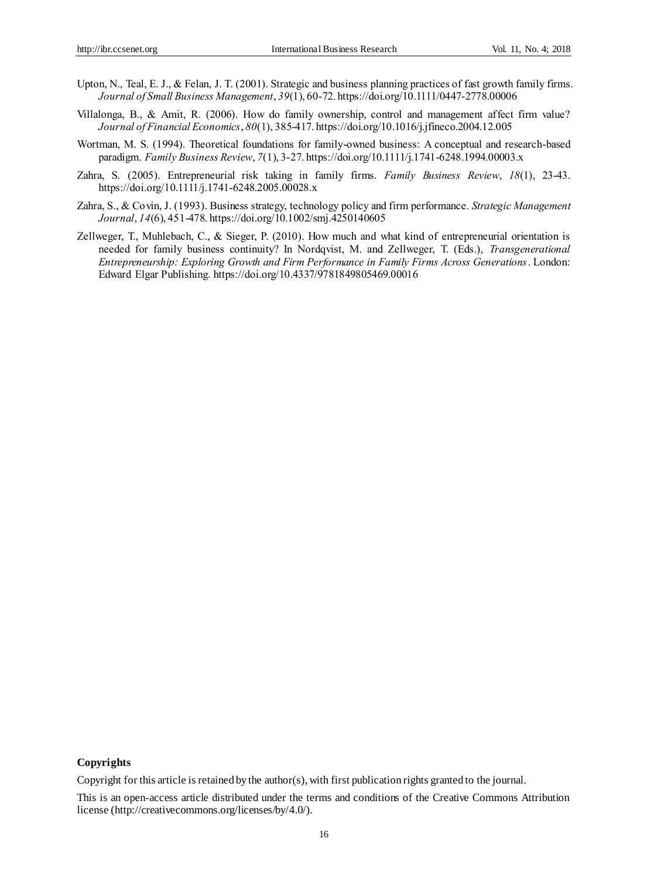Upton, N., Teal, E. J., & Felan, J. T. (2001). Strategic and business planning practices of fast growth family firms. *Journal of Small Business Management*, *39*(1), 60-72. https://doi.org/10.1111/0447-2778.00006

Villalonga, B., & Amit, R. (2006). How do family ownership, control and management affect firm value? *Journal of Financial Economics*, *80*(1), 385-417. https://doi.org/10.1016/j.jfineco.2004.12.005

Wortman, M. S. (1994). Theoretical foundations for family-owned business: A conceptual and research-based paradigm. *Family Business Review*, *7*(1), 3-27. https://doi.org/10.1111/j.1741-6248.1994.00003.x

Zahra, S. (2005). Entrepreneurial risk taking in family firms. *Family Business Review*, *18*(1), 23-43. https://doi.org/10.1111/j.1741-6248.2005.00028.x

Zahra, S., & Covin, J. (1993). Business strategy, technology policy and firm performance. *Strategic Management Journal*, *14*(6), 451-478. https://doi.org/10.1002/smj.4250140605

Zellweger, T., Muhlebach, C., & Sieger, P. (2010). How much and what kind of entrepreneurial orientation is needed for family business continuity? In Nordqvist, M. and Zellweger, T. (Eds.), *Transgenerational Entrepreneurship: Exploring Growth and Firm Performance in Family Firms Across Generations*. London: Edward Elgar Publishing. https://doi.org/10.4337/9781849805469.00016

**Copyrights**

Copyright for this article is retained by the author(s), with first publication rights granted to the journal.

This is an open-access article distributed under the terms and conditions of the Creative Commons Attribution license (http://creativecommons.org/licenses/by/4.0/).